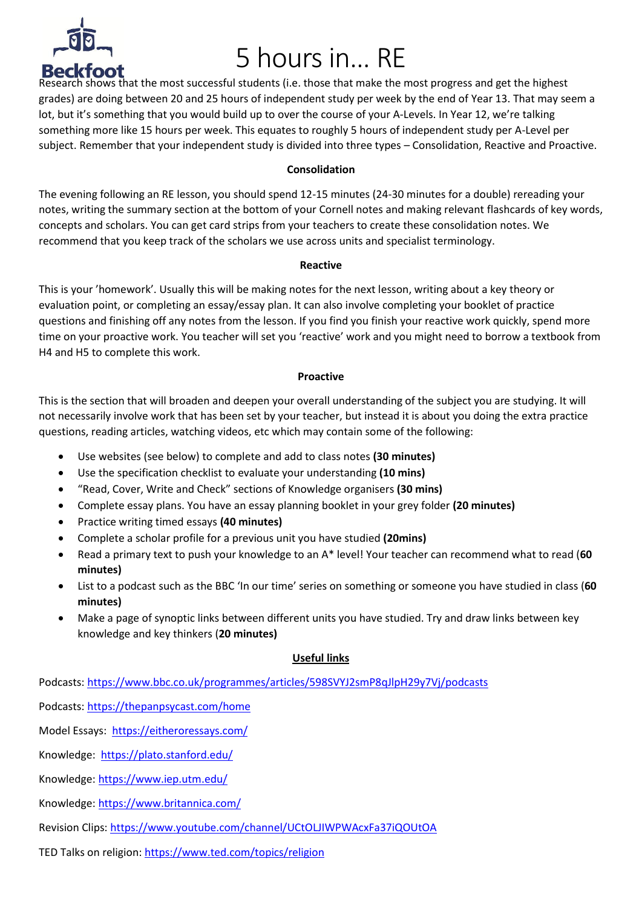# 5 hours in... RE

Beckfoot

Research shows that the most successful students (i.e. those that make the most progress and get the highest grades) are doing between 20 and 25 hours of independent study per week by the end of Year 13. That may seem a lot, but it's something that you would build up to over the course of your A-Levels. In Year 12, we're talking something more like 15 hours per week. This equates to roughly 5 hours of independent study per A-Level per subject. Remember that your independent study is divided into three types – Consolidation, Reactive and Proactive.

**Consolidation**

The evening following an RE lesson, you should spend 12-15 minutes (24-30 minutes for a double) rereading your notes, writing the summary section at the bottom of your Cornell notes and making relevant flashcards of key words, concepts and scholars. You can get card strips from your teachers to create these consolidation notes. We recommend that you keep track of the scholars we use across units and specialist terminology.

**Reactive**

This is your 'homework'. Usually this will be making notes for the next lesson, writing about a key theory or evaluation point, or completing an essay/essay plan. It can also involve completing your booklet of practice questions and finishing off any notes from the lesson. If you find you finish your reactive work quickly, spend more time on your proactive work. You teacher will set you 'reactive' work and you might need to borrow a textbook from H4 and H5 to complete this work.

**Proactive**

This is the section that will broaden and deepen your overall understanding of the subject you are studying. It will not necessarily involve work that has been set by your teacher, but instead it is about you doing the extra practice questions, reading articles, watching videos, etc which may contain some of the following:

- Use websites (see below) to complete and add to class notes **(30 minutes)**
- Use the specification checklist to evaluate your understanding **(10 mins)**
- "Read, Cover, Write and Check" sections of Knowledge organisers **(30 mins)**
- Complete essay plans. You have an essay planning booklet in your grey folder **(20 minutes)**
- Practice writing timed essays **(40 minutes)**
- Complete a scholar profile for a previous unit you have studied **(20mins)**
- Read a primary text to push your knowledge to an A* level! Your teacher can recommend what to read (**60 minutes)**
- List to a podcast such as the BBC 'In our time' series on something or someone you have studied in class (**60 minutes)**
- Make a page of synoptic links between different units you have studied. Try and draw links between key knowledge and key thinkers (**20 minutes)**

**Useful links**

Podcasts: https://www.bbc.co.uk/programmes/articles/598SVYJ2smP8qJlpH29y7Vj/podcasts

Podcasts: https://thepanpsycast.com/home

Model Essays: https://eitheroressays.com/

Knowledge: https://plato.stanford.edu/

Knowledge: https://www.iep.utm.edu/

Knowledge: https://www.britannica.com/

Revision Clips: https://www.youtube.com/channel/UCtOLJIWPWAcxFa37iQOUtOA

TED Talks on religion: https://www.ted.com/topics/religion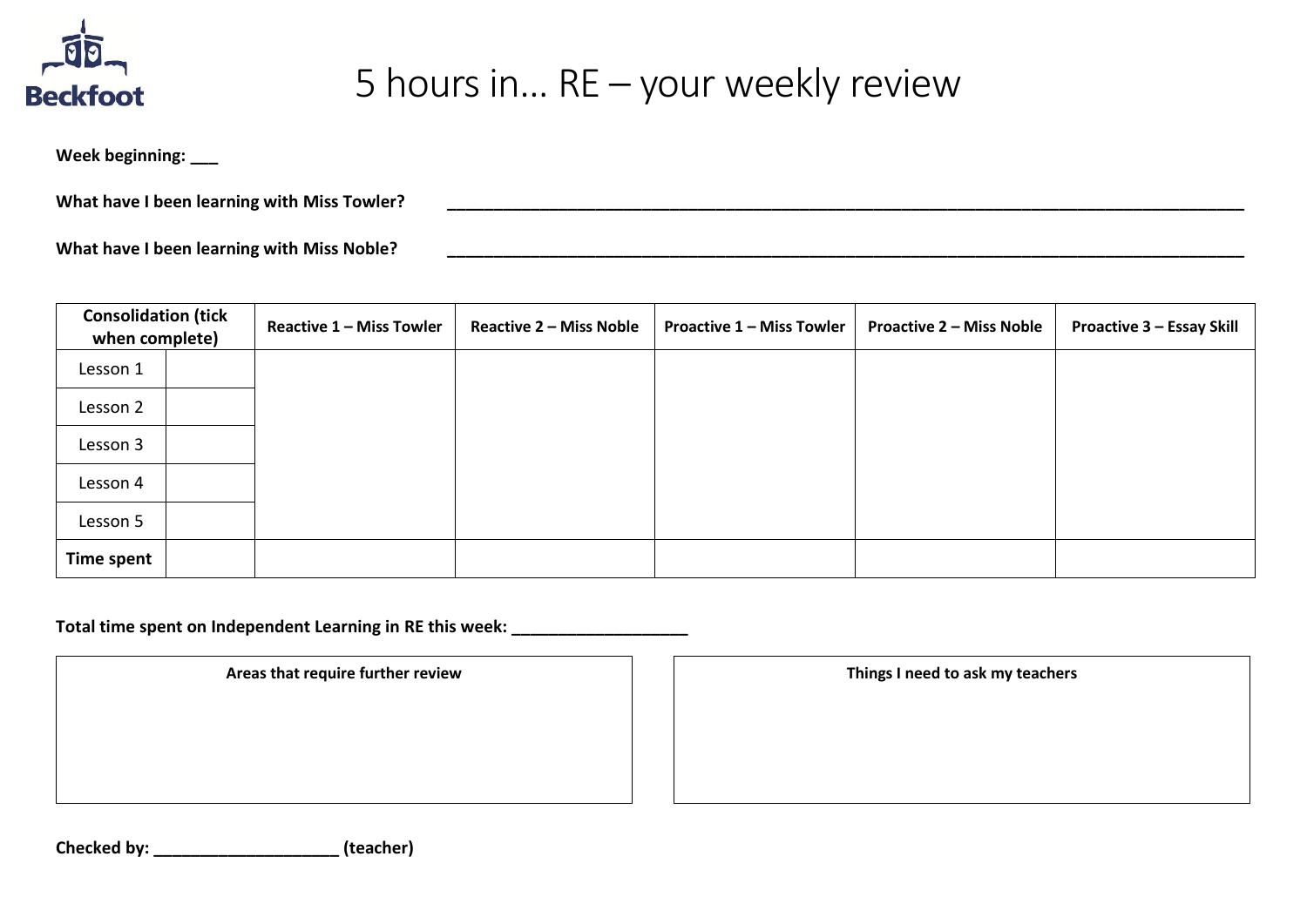Beckfoot

# 5 hours in… RE – your weekly review

**Week beginning: ___**

**What have I been learning with Miss Towler?** ________________________________________________________________________________________

**What have I been learning with Miss Noble?** ________________________________________________________________________________________

| Consolidation (tick when complete) | | Reactive 1 – Miss Towler | Reactive 2 – Miss Noble | Proactive 1 – Miss Towler | Proactive 2 – Miss Noble | Proactive 3 – Essay Skill |
|---|---|---|---|---|---|---|
| Lesson 1 | | | | | | |
| Lesson 2 | | | | | | |
| Lesson 3 | | | | | | |
| Lesson 4 | | | | | | |
| Lesson 5 | | | | | | |
| **Time spent** | | | | | | |

**Total time spent on Independent Learning in RE this week:** ___________________

| Areas that require further review | Things I need to ask my teachers |
|---|---|
| | |

**Checked by:** ____________________ **(teacher)**